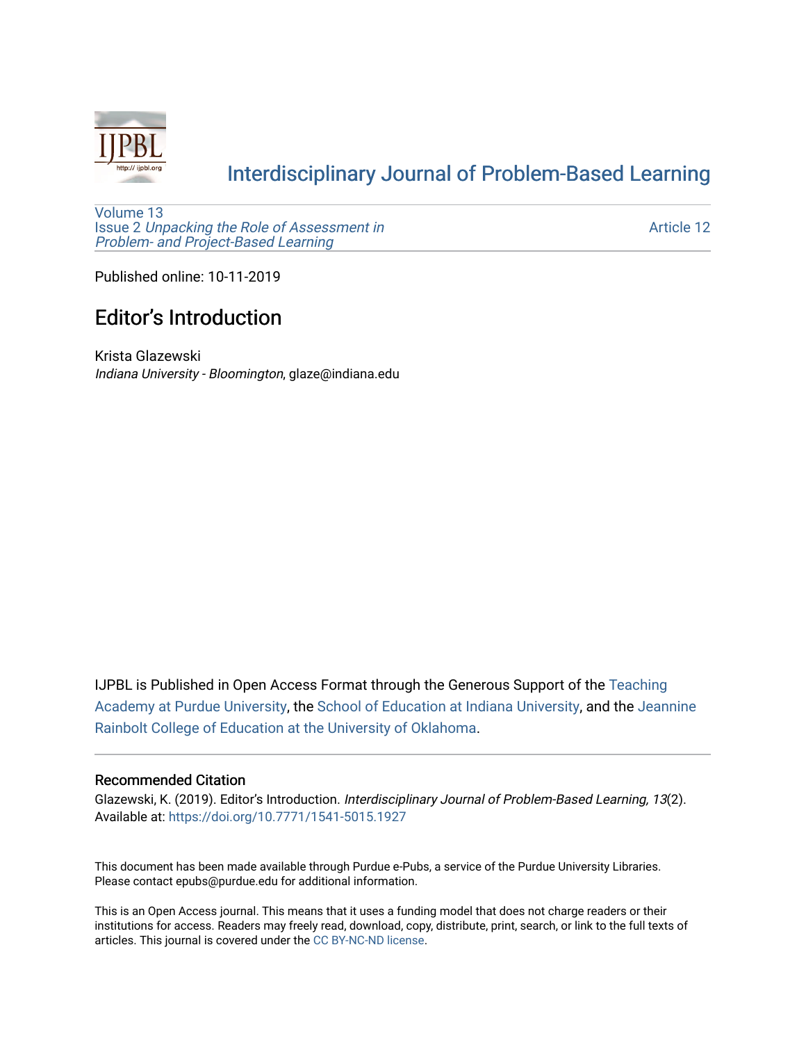# Interdisciplinary Journal of Problem-Based Learning

Volume 13
Issue 2 *Unpacking the Role of Assessment in Problem- and Project-Based Learning*

Article 12

Published online: 10-11-2019

## Editor's Introduction

Krista Glazewski
*Indiana University - Bloomington*, glaze@indiana.edu

IJPBL is Published in Open Access Format through the Generous Support of the Teaching Academy at Purdue University, the School of Education at Indiana University, and the Jeannine Rainbolt College of Education at the University of Oklahoma.

### Recommended Citation

Glazewski, K. (2019). Editor's Introduction. *Interdisciplinary Journal of Problem-Based Learning, 13*(2).
Available at: https://doi.org/10.7771/1541-5015.1927

This document has been made available through Purdue e-Pubs, a service of the Purdue University Libraries. Please contact epubs@purdue.edu for additional information.

This is an Open Access journal. This means that it uses a funding model that does not charge readers or their institutions for access. Readers may freely read, download, copy, distribute, print, search, or link to the full texts of articles. This journal is covered under the CC BY-NC-ND license.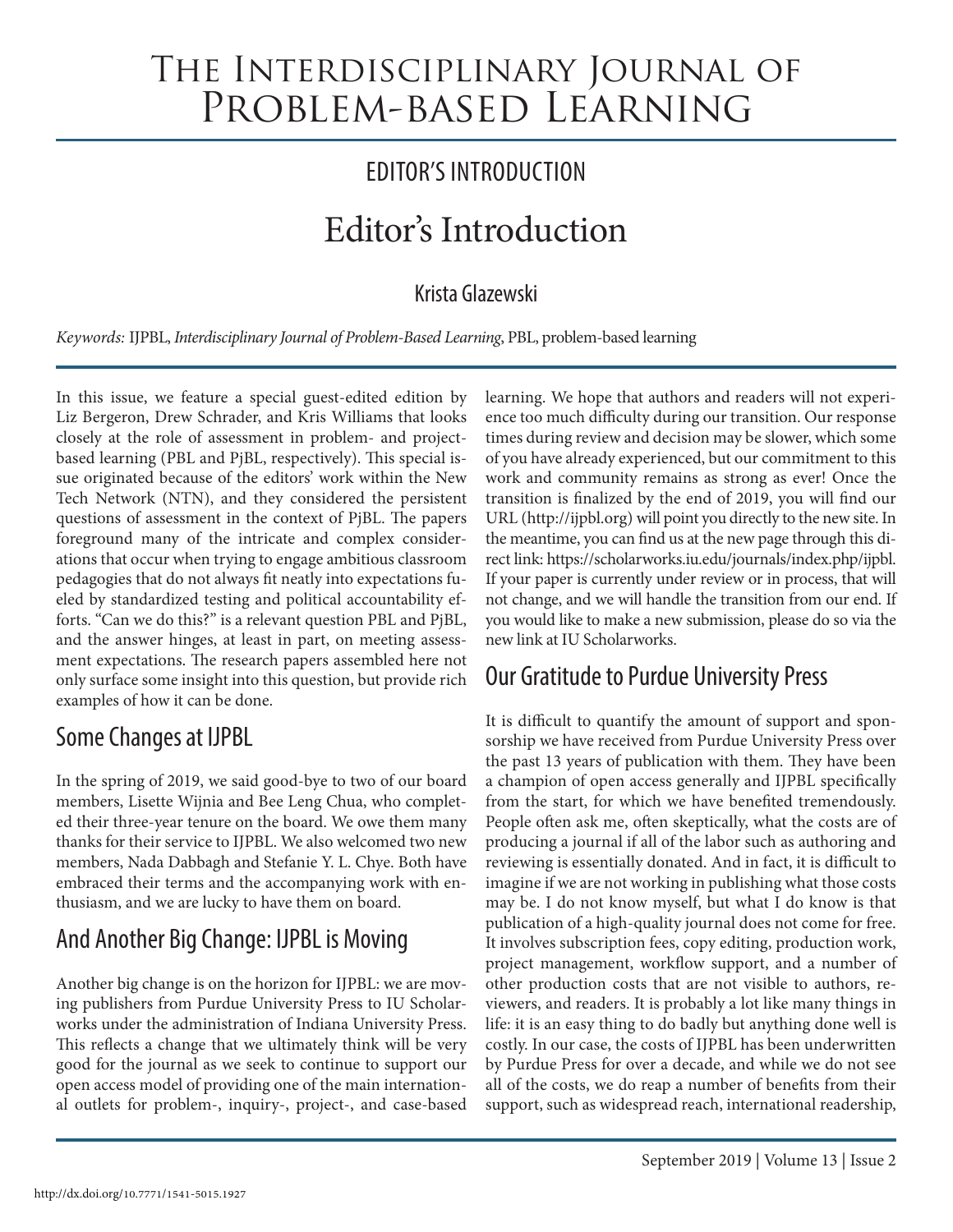# The Interdisciplinary Journal of Problem-based Learning

## EDITOR'S INTRODUCTION

# Editor's Introduction

Krista Glazewski

*Keywords:* IJPBL, *Interdisciplinary Journal of Problem-Based Learning*, PBL, problem-based learning

In this issue, we feature a special guest-edited edition by Liz Bergeron, Drew Schrader, and Kris Williams that looks closely at the role of assessment in problem- and project-based learning (PBL and PjBL, respectively). This special issue originated because of the editors' work within the New Tech Network (NTN), and they considered the persistent questions of assessment in the context of PjBL. The papers foreground many of the intricate and complex considerations that occur when trying to engage ambitious classroom pedagogies that do not always fit neatly into expectations fueled by standardized testing and political accountability efforts. "Can we do this?" is a relevant question PBL and PjBL, and the answer hinges, at least in part, on meeting assessment expectations. The research papers assembled here not only surface some insight into this question, but provide rich examples of how it can be done.

## Some Changes at IJPBL

In the spring of 2019, we said good-bye to two of our board members, Lisette Wijnia and Bee Leng Chua, who completed their three-year tenure on the board. We owe them many thanks for their service to IJPBL. We also welcomed two new members, Nada Dabbagh and Stefanie Y. L. Chye. Both have embraced their terms and the accompanying work with enthusiasm, and we are lucky to have them on board.

## And Another Big Change: IJPBL is Moving

Another big change is on the horizon for IJPBL: we are moving publishers from Purdue University Press to IU Scholarworks under the administration of Indiana University Press. This reflects a change that we ultimately think will be very good for the journal as we seek to continue to support our open access model of providing one of the main international outlets for problem-, inquiry-, project-, and case-based learning. We hope that authors and readers will not experience too much difficulty during our transition. Our response times during review and decision may be slower, which some of you have already experienced, but our commitment to this work and community remains as strong as ever! Once the transition is finalized by the end of 2019, you will find our URL (http://ijpbl.org) will point you directly to the new site. In the meantime, you can find us at the new page through this direct link: https://scholarworks.iu.edu/journals/index.php/ijpbl. If your paper is currently under review or in process, that will not change, and we will handle the transition from our end. If you would like to make a new submission, please do so via the new link at IU Scholarworks.

## Our Gratitude to Purdue University Press

It is difficult to quantify the amount of support and sponsorship we have received from Purdue University Press over the past 13 years of publication with them. They have been a champion of open access generally and IJPBL specifically from the start, for which we have benefited tremendously. People often ask me, often skeptically, what the costs are of producing a journal if all of the labor such as authoring and reviewing is essentially donated. And in fact, it is difficult to imagine if we are not working in publishing what those costs may be. I do not know myself, but what I do know is that publication of a high-quality journal does not come for free. It involves subscription fees, copy editing, production work, project management, workflow support, and a number of other production costs that are not visible to authors, reviewers, and readers. It is probably a lot like many things in life: it is an easy thing to do badly but anything done well is costly. In our case, the costs of IJPBL has been underwritten by Purdue Press for over a decade, and while we do not see all of the costs, we do reap a number of benefits from their support, such as widespread reach, international readership,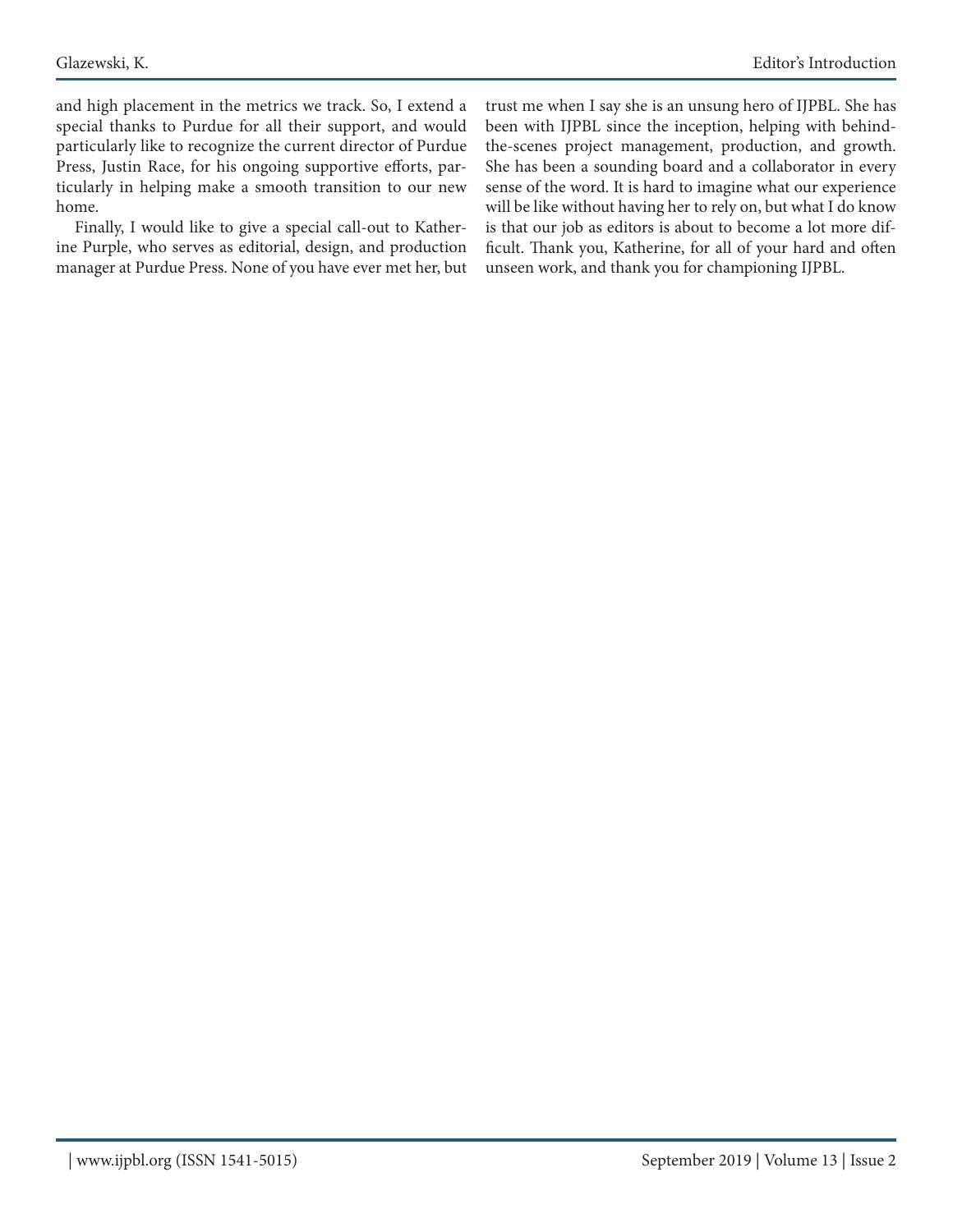and high placement in the metrics we track. So, I extend a special thanks to Purdue for all their support, and would particularly like to recognize the current director of Purdue Press, Justin Race, for his ongoing supportive efforts, particularly in helping make a smooth transition to our new home.

Finally, I would like to give a special call-out to Katherine Purple, who serves as editorial, design, and production manager at Purdue Press. None of you have ever met her, but trust me when I say she is an unsung hero of IJPBL. She has been with IJPBL since the inception, helping with behind-the-scenes project management, production, and growth. She has been a sounding board and a collaborator in every sense of the word. It is hard to imagine what our experience will be like without having her to rely on, but what I do know is that our job as editors is about to become a lot more difficult. Thank you, Katherine, for all of your hard and often unseen work, and thank you for championing IJPBL.